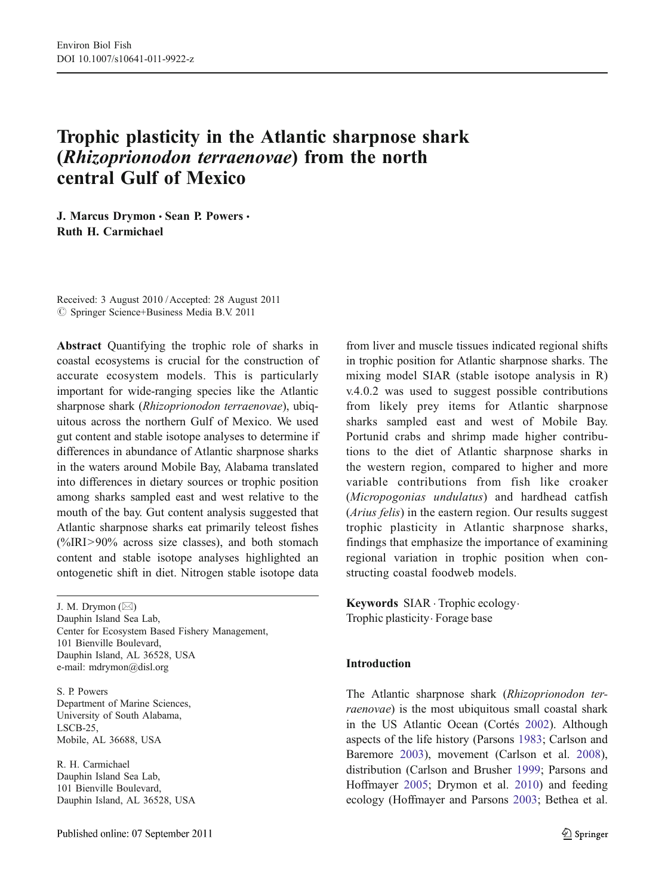# Trophic plasticity in the Atlantic sharpnose shark (*Rhizoprionodon terraenovae*) from the north central Gulf of Mexico

**J. Marcus Drymon · Sean P. Powers · Ruth H. Carmichael**

Received: 3 August 2010 / Accepted: 28 August 2011
© Springer Science+Business Media B.V. 2011

**Abstract** Quantifying the trophic role of sharks in coastal ecosystems is crucial for the construction of accurate ecosystem models. This is particularly important for wide-ranging species like the Atlantic sharpnose shark (*Rhizoprionodon terraenovae*), ubiquitous across the northern Gulf of Mexico. We used gut content and stable isotope analyses to determine if differences in abundance of Atlantic sharpnose sharks in the waters around Mobile Bay, Alabama translated into differences in dietary sources or trophic position among sharks sampled east and west relative to the mouth of the bay. Gut content analysis suggested that Atlantic sharpnose sharks eat primarily teleost fishes (%IRI>90% across size classes), and both stomach content and stable isotope analyses highlighted an ontogenetic shift in diet. Nitrogen stable isotope data from liver and muscle tissues indicated regional shifts in trophic position for Atlantic sharpnose sharks. The mixing model SIAR (stable isotope analysis in R) v.4.0.2 was used to suggest possible contributions from likely prey items for Atlantic sharpnose sharks sampled east and west of Mobile Bay. Portunid crabs and shrimp made higher contributions to the diet of Atlantic sharpnose sharks in the western region, compared to higher and more variable contributions from fish like croaker (*Micropogonias undulatus*) and hardhead catfish (*Arius felis*) in the eastern region. Our results suggest trophic plasticity in Atlantic sharpnose sharks, findings that emphasize the importance of examining regional variation in trophic position when constructing coastal foodweb models.

**Keywords** SIAR · Trophic ecology · Trophic plasticity · Forage base

J. M. Drymon (✉)
Dauphin Island Sea Lab,
Center for Ecosystem Based Fishery Management,
101 Bienville Boulevard,
Dauphin Island, AL 36528, USA
e-mail: mdrymon@disl.org

S. P. Powers
Department of Marine Sciences,
University of South Alabama,
LSCB-25,
Mobile, AL 36688, USA

R. H. Carmichael
Dauphin Island Sea Lab,
101 Bienville Boulevard,
Dauphin Island, AL 36528, USA

## Introduction

The Atlantic sharpnose shark (*Rhizoprionodon terraenovae*) is the most ubiquitous small coastal shark in the US Atlantic Ocean (Cortés 2002). Although aspects of the life history (Parsons 1983; Carlson and Baremore 2003), movement (Carlson et al. 2008), distribution (Carlson and Brusher 1999; Parsons and Hoffmayer 2005; Drymon et al. 2010) and feeding ecology (Hoffmayer and Parsons 2003; Bethea et al.

Published online: 07 September 2011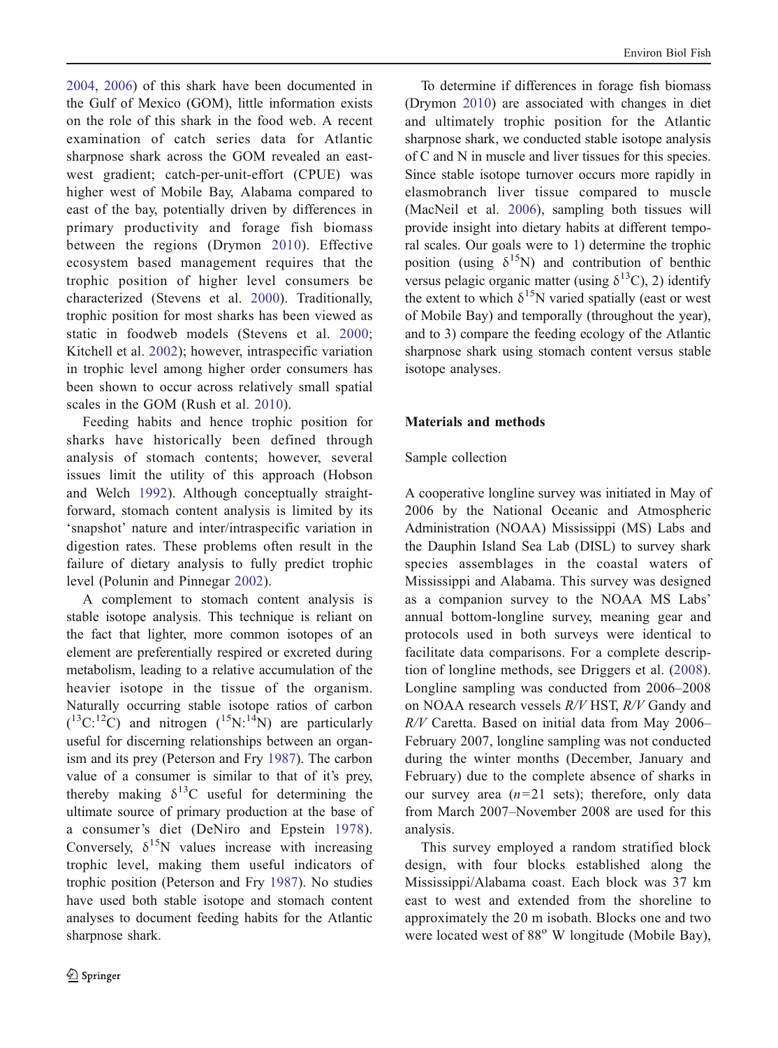2004, 2006) of this shark have been documented in the Gulf of Mexico (GOM), little information exists on the role of this shark in the food web. A recent examination of catch series data for Atlantic sharpnose shark across the GOM revealed an east-west gradient; catch-per-unit-effort (CPUE) was higher west of Mobile Bay, Alabama compared to east of the bay, potentially driven by differences in primary productivity and forage fish biomass between the regions (Drymon 2010). Effective ecosystem based management requires that the trophic position of higher level consumers be characterized (Stevens et al. 2000). Traditionally, trophic position for most sharks has been viewed as static in foodweb models (Stevens et al. 2000; Kitchell et al. 2002); however, intraspecific variation in trophic level among higher order consumers has been shown to occur across relatively small spatial scales in the GOM (Rush et al. 2010).

Feeding habits and hence trophic position for sharks have historically been defined through analysis of stomach contents; however, several issues limit the utility of this approach (Hobson and Welch 1992). Although conceptually straightforward, stomach content analysis is limited by its 'snapshot' nature and inter/intraspecific variation in digestion rates. These problems often result in the failure of dietary analysis to fully predict trophic level (Polunin and Pinnegar 2002).

A complement to stomach content analysis is stable isotope analysis. This technique is reliant on the fact that lighter, more common isotopes of an element are preferentially respired or excreted during metabolism, leading to a relative accumulation of the heavier isotope in the tissue of the organism. Naturally occurring stable isotope ratios of carbon ($^{13}C$:$^{12}C$) and nitrogen ($^{15}N$:$^{14}N$) are particularly useful for discerning relationships between an organism and its prey (Peterson and Fry 1987). The carbon value of a consumer is similar to that of it's prey, thereby making $\delta^{13}C$ useful for determining the ultimate source of primary production at the base of a consumer's diet (DeNiro and Epstein 1978). Conversely, $\delta^{15}N$ values increase with increasing trophic level, making them useful indicators of trophic position (Peterson and Fry 1987). No studies have used both stable isotope and stomach content analyses to document feeding habits for the Atlantic sharpnose shark.

To determine if differences in forage fish biomass (Drymon 2010) are associated with changes in diet and ultimately trophic position for the Atlantic sharpnose shark, we conducted stable isotope analysis of C and N in muscle and liver tissues for this species. Since stable isotope turnover occurs more rapidly in elasmobranch liver tissue compared to muscle (MacNeil et al. 2006), sampling both tissues will provide insight into dietary habits at different temporal scales. Our goals were to 1) determine the trophic position (using $\delta^{15}N$) and contribution of benthic versus pelagic organic matter (using $\delta^{13}C$), 2) identify the extent to which $\delta^{15}N$ varied spatially (east or west of Mobile Bay) and temporally (throughout the year), and to 3) compare the feeding ecology of the Atlantic sharpnose shark using stomach content versus stable isotope analyses.

## Materials and methods

### Sample collection

A cooperative longline survey was initiated in May of 2006 by the National Oceanic and Atmospheric Administration (NOAA) Mississippi (MS) Labs and the Dauphin Island Sea Lab (DISL) to survey shark species assemblages in the coastal waters of Mississippi and Alabama. This survey was designed as a companion survey to the NOAA MS Labs' annual bottom-longline survey, meaning gear and protocols used in both surveys were identical to facilitate data comparisons. For a complete description of longline methods, see Driggers et al. (2008). Longline sampling was conducted from 2006–2008 on NOAA research vessels *R/V* HST, *R/V* Gandy and *R/V* Caretta. Based on initial data from May 2006–February 2007, longline sampling was not conducted during the winter months (December, January and February) due to the complete absence of sharks in our survey area ($n$=21 sets); therefore, only data from March 2007–November 2008 are used for this analysis.

This survey employed a random stratified block design, with four blocks established along the Mississippi/Alabama coast. Each block was 37 km east to west and extended from the shoreline to approximately the 20 m isobath. Blocks one and two were located west of 88° W longitude (Mobile Bay),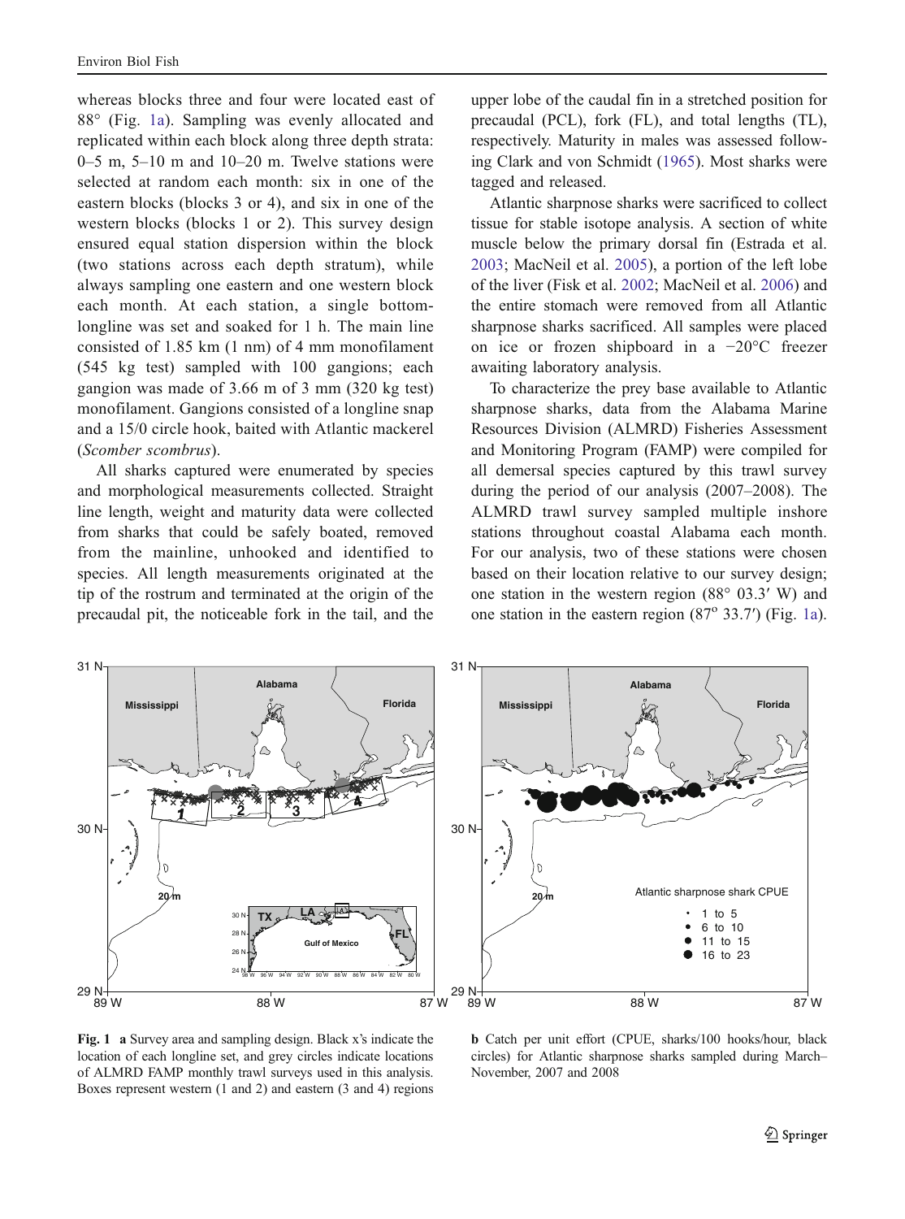whereas blocks three and four were located east of 88° (Fig. 1a). Sampling was evenly allocated and replicated within each block along three depth strata: 0–5 m, 5–10 m and 10–20 m. Twelve stations were selected at random each month: six in one of the eastern blocks (blocks 3 or 4), and six in one of the western blocks (blocks 1 or 2). This survey design ensured equal station dispersion within the block (two stations across each depth stratum), while always sampling one eastern and one western block each month. At each station, a single bottom-longline was set and soaked for 1 h. The main line consisted of 1.85 km (1 nm) of 4 mm monofilament (545 kg test) sampled with 100 gangions; each gangion was made of 3.66 m of 3 mm (320 kg test) monofilament. Gangions consisted of a longline snap and a 15/0 circle hook, baited with Atlantic mackerel (*Scomber scombrus*).

All sharks captured were enumerated by species and morphological measurements collected. Straight line length, weight and maturity data were collected from sharks that could be safely boated, removed from the mainline, unhooked and identified to species. All length measurements originated at the tip of the rostrum and terminated at the origin of the precaudal pit, the noticeable fork in the tail, and the upper lobe of the caudal fin in a stretched position for precaudal (PCL), fork (FL), and total lengths (TL), respectively. Maturity in males was assessed following Clark and von Schmidt (1965). Most sharks were tagged and released.

Atlantic sharpnose sharks were sacrificed to collect tissue for stable isotope analysis. A section of white muscle below the primary dorsal fin (Estrada et al. 2003; MacNeil et al. 2005), a portion of the left lobe of the liver (Fisk et al. 2002; MacNeil et al. 2006) and the entire stomach were removed from all Atlantic sharpnose sharks sacrificed. All samples were placed on ice or frozen shipboard in a −20°C freezer awaiting laboratory analysis.

To characterize the prey base available to Atlantic sharpnose sharks, data from the Alabama Marine Resources Division (ALMRD) Fisheries Assessment and Monitoring Program (FAMP) were compiled for all demersal species captured by this trawl survey during the period of our analysis (2007–2008). The ALMRD trawl survey sampled multiple inshore stations throughout coastal Alabama each month. For our analysis, two of these stations were chosen based on their location relative to our survey design; one station in the western region (88° 03.3′ W) and one station in the eastern region (87° 33.7′) (Fig. 1a).

**Fig. 1** **a** Survey area and sampling design. Black x's indicate the location of each longline set, and grey circles indicate locations of ALMRD FAMP monthly trawl surveys used in this analysis. Boxes represent western (1 and 2) and eastern (3 and 4) regions **b** Catch per unit effort (CPUE, sharks/100 hooks/hour, black circles) for Atlantic sharpnose sharks sampled during March–November, 2007 and 2008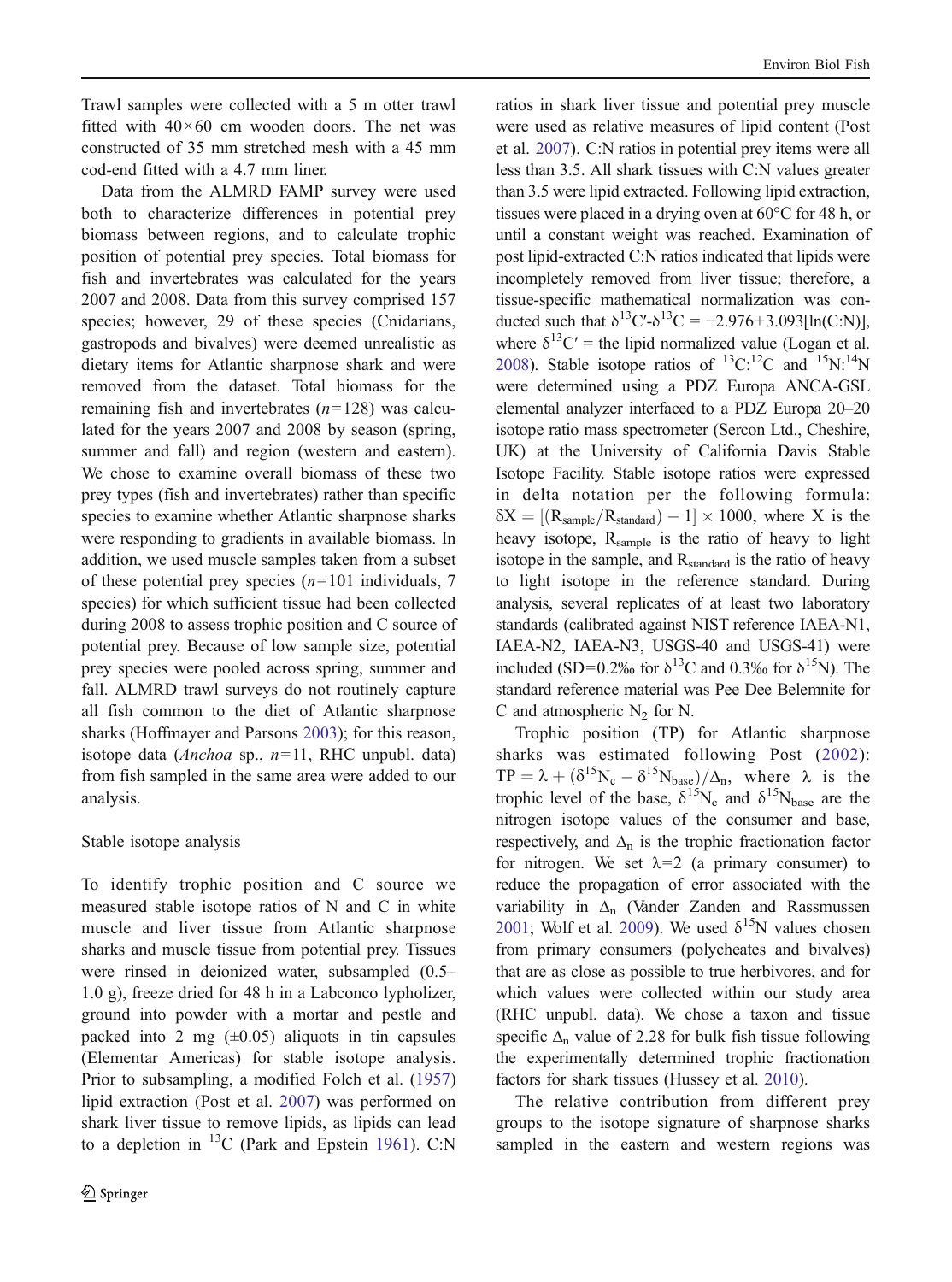Trawl samples were collected with a 5 m otter trawl fitted with 40×60 cm wooden doors. The net was constructed of 35 mm stretched mesh with a 45 mm cod-end fitted with a 4.7 mm liner.

Data from the ALMRD FAMP survey were used both to characterize differences in potential prey biomass between regions, and to calculate trophic position of potential prey species. Total biomass for fish and invertebrates was calculated for the years 2007 and 2008. Data from this survey comprised 157 species; however, 29 of these species (Cnidarians, gastropods and bivalves) were deemed unrealistic as dietary items for Atlantic sharpnose shark and were removed from the dataset. Total biomass for the remaining fish and invertebrates ($n$=128) was calculated for the years 2007 and 2008 by season (spring, summer and fall) and region (western and eastern). We chose to examine overall biomass of these two prey types (fish and invertebrates) rather than specific species to examine whether Atlantic sharpnose sharks were responding to gradients in available biomass. In addition, we used muscle samples taken from a subset of these potential prey species ($n$=101 individuals, 7 species) for which sufficient tissue had been collected during 2008 to assess trophic position and C source of potential prey. Because of low sample size, potential prey species were pooled across spring, summer and fall. ALMRD trawl surveys do not routinely capture all fish common to the diet of Atlantic sharpnose sharks (Hoffmayer and Parsons 2003); for this reason, isotope data (*Anchoa* sp., $n$=11, RHC unpubl. data) from fish sampled in the same area were added to our analysis.

## Stable isotope analysis

To identify trophic position and C source we measured stable isotope ratios of N and C in white muscle and liver tissue from Atlantic sharpnose sharks and muscle tissue from potential prey. Tissues were rinsed in deionized water, subsampled (0.5–1.0 g), freeze dried for 48 h in a Labconco lypholizer, ground into powder with a mortar and pestle and packed into 2 mg (±0.05) aliquots in tin capsules (Elementar Americas) for stable isotope analysis. Prior to subsampling, a modified Folch et al. (1957) lipid extraction (Post et al. 2007) was performed on shark liver tissue to remove lipids, as lipids can lead to a depletion in $^{13}$C (Park and Epstein 1961). C:N ratios in shark liver tissue and potential prey muscle were used as relative measures of lipid content (Post et al. 2007). C:N ratios in potential prey items were all less than 3.5. All shark tissues with C:N values greater than 3.5 were lipid extracted. Following lipid extraction, tissues were placed in a drying oven at 60°C for 48 h, or until a constant weight was reached. Examination of post lipid-extracted C:N ratios indicated that lipids were incompletely removed from liver tissue; therefore, a tissue-specific mathematical normalization was conducted such that $\delta^{13}C'$-$\delta^{13}C = -2.976+3.093[\ln(C{:}N)]$, where $\delta^{13}C'$ = the lipid normalized value (Logan et al. 2008). Stable isotope ratios of $^{13}C{:}^{12}C$ and $^{15}N{:}^{14}N$ were determined using a PDZ Europa ANCA-GSL elemental analyzer interfaced to a PDZ Europa 20–20 isotope ratio mass spectrometer (Sercon Ltd., Cheshire, UK) at the University of California Davis Stable Isotope Facility. Stable isotope ratios were expressed in delta notation per the following formula: $\delta X = [(R_{sample}/R_{standard}) - 1] \times 1000$, where X is the heavy isotope, $R_{sample}$ is the ratio of heavy to light isotope in the sample, and $R_{standard}$ is the ratio of heavy to light isotope in the reference standard. During analysis, several replicates of at least two laboratory standards (calibrated against NIST reference IAEA-N1, IAEA-N2, IAEA-N3, USGS-40 and USGS-41) were included (SD=0.2‰ for $\delta^{13}C$ and 0.3‰ for $\delta^{15}N$). The standard reference material was Pee Dee Belemnite for C and atmospheric $N_2$ for N.

Trophic position (TP) for Atlantic sharpnose sharks was estimated following Post (2002): $TP = \lambda + (\delta^{15}N_c - \delta^{15}N_{base})/\Delta_n$, where $\lambda$ is the trophic level of the base, $\delta^{15}N_c$ and $\delta^{15}N_{base}$ are the nitrogen isotope values of the consumer and base, respectively, and $\Delta_n$ is the trophic fractionation factor for nitrogen. We set $\lambda$=2 (a primary consumer) to reduce the propagation of error associated with the variability in $\Delta_n$ (Vander Zanden and Rassmussen 2001; Wolf et al. 2009). We used $\delta^{15}N$ values chosen from primary consumers (polycheates and bivalves) that are as close as possible to true herbivores, and for which values were collected within our study area (RHC unpubl. data). We chose a taxon and tissue specific $\Delta_n$ value of 2.28 for bulk fish tissue following the experimentally determined trophic fractionation factors for shark tissues (Hussey et al. 2010).

The relative contribution from different prey groups to the isotope signature of sharpnose sharks sampled in the eastern and western regions was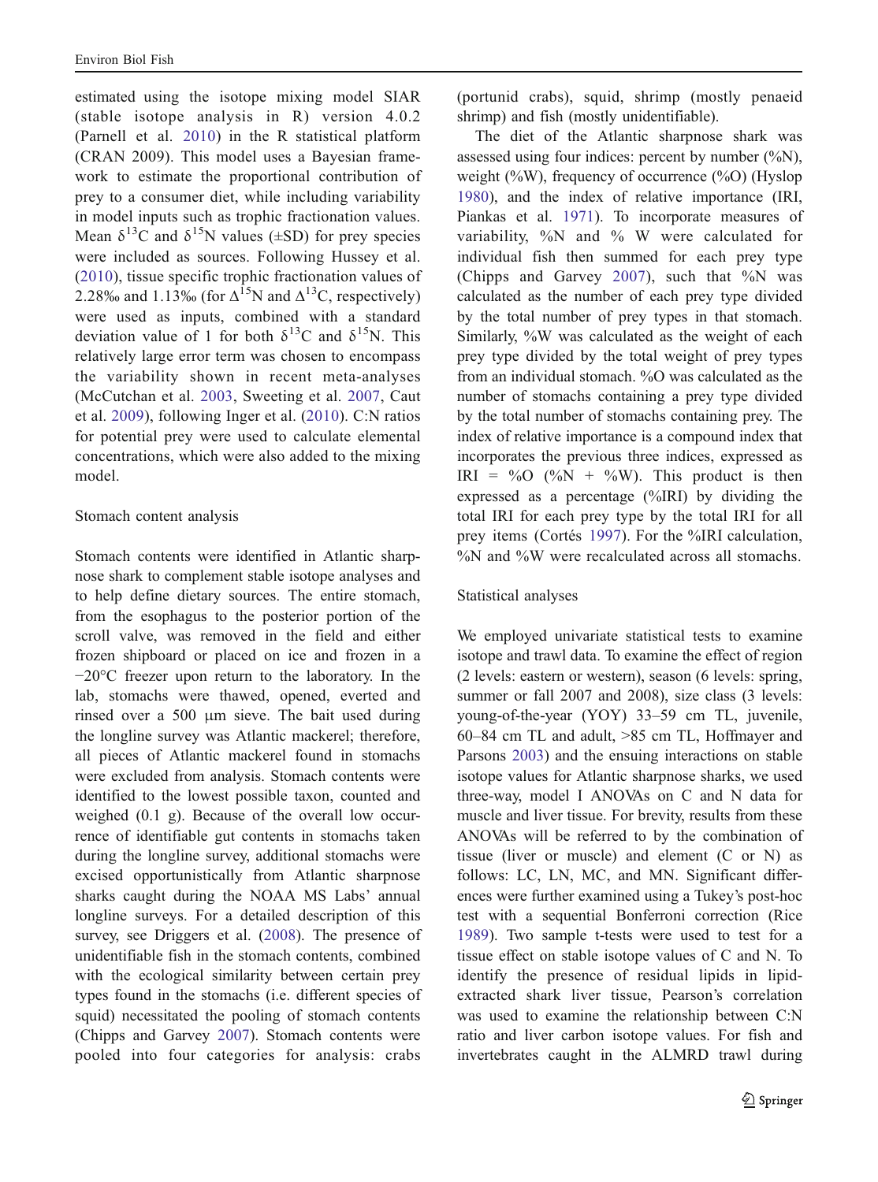estimated using the isotope mixing model SIAR (stable isotope analysis in R) version 4.0.2 (Parnell et al. 2010) in the R statistical platform (CRAN 2009). This model uses a Bayesian framework to estimate the proportional contribution of prey to a consumer diet, while including variability in model inputs such as trophic fractionation values. Mean $\delta^{13}$C and $\delta^{15}$N values (±SD) for prey species were included as sources. Following Hussey et al. (2010), tissue specific trophic fractionation values of 2.28‰ and 1.13‰ (for $\Delta^{15}$N and $\Delta^{13}$C, respectively) were used as inputs, combined with a standard deviation value of 1 for both $\delta^{13}$C and $\delta^{15}$N. This relatively large error term was chosen to encompass the variability shown in recent meta-analyses (McCutchan et al. 2003, Sweeting et al. 2007, Caut et al. 2009), following Inger et al. (2010). C:N ratios for potential prey were used to calculate elemental concentrations, which were also added to the mixing model.

### Stomach content analysis

Stomach contents were identified in Atlantic sharpnose shark to complement stable isotope analyses and to help define dietary sources. The entire stomach, from the esophagus to the posterior portion of the scroll valve, was removed in the field and either frozen shipboard or placed on ice and frozen in a −20°C freezer upon return to the laboratory. In the lab, stomachs were thawed, opened, everted and rinsed over a 500 μm sieve. The bait used during the longline survey was Atlantic mackerel; therefore, all pieces of Atlantic mackerel found in stomachs were excluded from analysis. Stomach contents were identified to the lowest possible taxon, counted and weighed (0.1 g). Because of the overall low occurrence of identifiable gut contents in stomachs taken during the longline survey, additional stomachs were excised opportunistically from Atlantic sharpnose sharks caught during the NOAA MS Labs' annual longline surveys. For a detailed description of this survey, see Driggers et al. (2008). The presence of unidentifiable fish in the stomach contents, combined with the ecological similarity between certain prey types found in the stomachs (i.e. different species of squid) necessitated the pooling of stomach contents (Chipps and Garvey 2007). Stomach contents were pooled into four categories for analysis: crabs (portunid crabs), squid, shrimp (mostly penaeid shrimp) and fish (mostly unidentifiable).

The diet of the Atlantic sharpnose shark was assessed using four indices: percent by number (%N), weight (%W), frequency of occurrence (%O) (Hyslop 1980), and the index of relative importance (IRI, Piankas et al. 1971). To incorporate measures of variability, %N and % W were calculated for individual fish then summed for each prey type (Chipps and Garvey 2007), such that %N was calculated as the number of each prey type divided by the total number of prey types in that stomach. Similarly, %W was calculated as the weight of each prey type divided by the total weight of prey types from an individual stomach. %O was calculated as the number of stomachs containing a prey type divided by the total number of stomachs containing prey. The index of relative importance is a compound index that incorporates the previous three indices, expressed as IRI = %O (%N + %W). This product is then expressed as a percentage (%IRI) by dividing the total IRI for each prey type by the total IRI for all prey items (Cortés 1997). For the %IRI calculation, %N and %W were recalculated across all stomachs.

### Statistical analyses

We employed univariate statistical tests to examine isotope and trawl data. To examine the effect of region (2 levels: eastern or western), season (6 levels: spring, summer or fall 2007 and 2008), size class (3 levels: young-of-the-year (YOY) 33–59 cm TL, juvenile, 60–84 cm TL and adult, >85 cm TL, Hoffmayer and Parsons 2003) and the ensuing interactions on stable isotope values for Atlantic sharpnose sharks, we used three-way, model I ANOVAs on C and N data for muscle and liver tissue. For brevity, results from these ANOVAs will be referred to by the combination of tissue (liver or muscle) and element (C or N) as follows: LC, LN, MC, and MN. Significant differences were further examined using a Tukey's post-hoc test with a sequential Bonferroni correction (Rice 1989). Two sample t-tests were used to test for a tissue effect on stable isotope values of C and N. To identify the presence of residual lipids in lipid-extracted shark liver tissue, Pearson's correlation was used to examine the relationship between C:N ratio and liver carbon isotope values. For fish and invertebrates caught in the ALMRD trawl during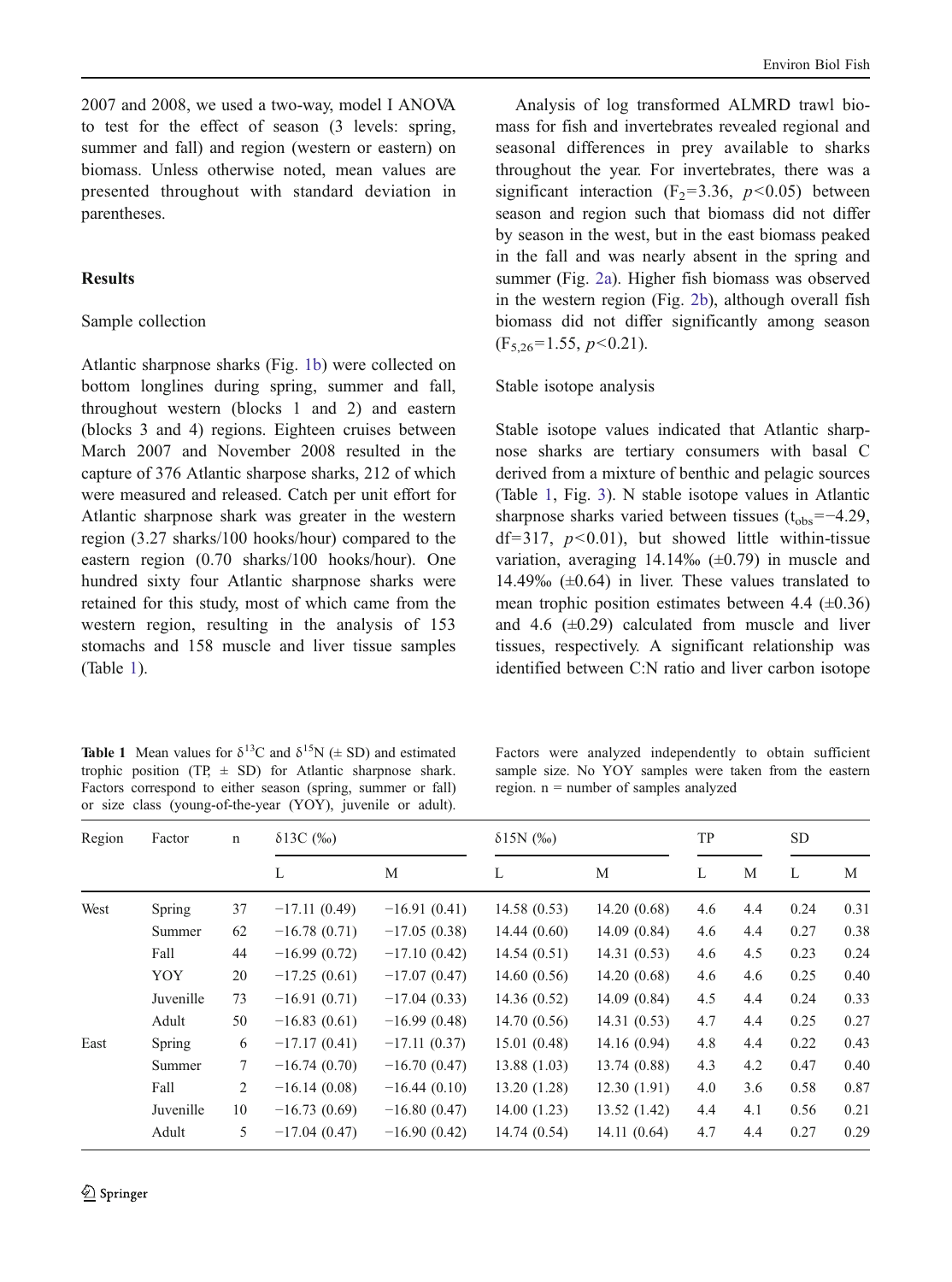2007 and 2008, we used a two-way, model I ANOVA to test for the effect of season (3 levels: spring, summer and fall) and region (western or eastern) on biomass. Unless otherwise noted, mean values are presented throughout with standard deviation in parentheses.

## Results

### Sample collection

Atlantic sharpnose sharks (Fig. 1b) were collected on bottom longlines during spring, summer and fall, throughout western (blocks 1 and 2) and eastern (blocks 3 and 4) regions. Eighteen cruises between March 2007 and November 2008 resulted in the capture of 376 Atlantic sharpose sharks, 212 of which were measured and released. Catch per unit effort for Atlantic sharpnose shark was greater in the western region (3.27 sharks/100 hooks/hour) compared to the eastern region (0.70 sharks/100 hooks/hour). One hundred sixty four Atlantic sharpnose sharks were retained for this study, most of which came from the western region, resulting in the analysis of 153 stomachs and 158 muscle and liver tissue samples (Table 1).

Analysis of log transformed ALMRD trawl biomass for fish and invertebrates revealed regional and seasonal differences in prey available to sharks throughout the year. For invertebrates, there was a significant interaction ($F_2=3.36$, $p<0.05$) between season and region such that biomass did not differ by season in the west, but in the east biomass peaked in the fall and was nearly absent in the spring and summer (Fig. 2a). Higher fish biomass was observed in the western region (Fig. 2b), although overall fish biomass did not differ significantly among season ($F_{5,26}=1.55$, $p<0.21$).

### Stable isotope analysis

Stable isotope values indicated that Atlantic sharpnose sharks are tertiary consumers with basal C derived from a mixture of benthic and pelagic sources (Table 1, Fig. 3). N stable isotope values in Atlantic sharpnose sharks varied between tissues ($t_{obs}=-4.29$, df=317, $p<0.01$), but showed little within-tissue variation, averaging 14.14‰ (±0.79) in muscle and 14.49‰ (±0.64) in liver. These values translated to mean trophic position estimates between 4.4 (±0.36) and 4.6 (±0.29) calculated from muscle and liver tissues, respectively. A significant relationship was identified between C:N ratio and liver carbon isotope

**Table 1** Mean values for $\delta^{13}C$ and $\delta^{15}N$ (± SD) and estimated trophic position (TP, ± SD) for Atlantic sharpnose shark. Factors correspond to either season (spring, summer or fall) or size class (young-of-the-year (YOY), juvenile or adult). Factors were analyzed independently to obtain sufficient sample size. No YOY samples were taken from the eastern region. n = number of samples analyzed

| Region | Factor | n | δ13C (‰) | | δ15N (‰) | | TP | | SD | |
|---|---|---|---|---|---|---|---|---|---|---|
| | | | L | M | L | M | L | M | L | M |
| West | Spring | 37 | −17.11 (0.49) | −16.91 (0.41) | 14.58 (0.53) | 14.20 (0.68) | 4.6 | 4.4 | 0.24 | 0.31 |
| | Summer | 62 | −16.78 (0.71) | −17.05 (0.38) | 14.44 (0.60) | 14.09 (0.84) | 4.6 | 4.4 | 0.27 | 0.38 |
| | Fall | 44 | −16.99 (0.72) | −17.10 (0.42) | 14.54 (0.51) | 14.31 (0.53) | 4.6 | 4.5 | 0.23 | 0.24 |
| | YOY | 20 | −17.25 (0.61) | −17.07 (0.47) | 14.60 (0.56) | 14.20 (0.68) | 4.6 | 4.6 | 0.25 | 0.40 |
| | Juvenille | 73 | −16.91 (0.71) | −17.04 (0.33) | 14.36 (0.52) | 14.09 (0.84) | 4.5 | 4.4 | 0.24 | 0.33 |
| | Adult | 50 | −16.83 (0.61) | −16.99 (0.48) | 14.70 (0.56) | 14.31 (0.53) | 4.7 | 4.4 | 0.25 | 0.27 |
| East | Spring | 6 | −17.17 (0.41) | −17.11 (0.37) | 15.01 (0.48) | 14.16 (0.94) | 4.8 | 4.4 | 0.22 | 0.43 |
| | Summer | 7 | −16.74 (0.70) | −16.70 (0.47) | 13.88 (1.03) | 13.74 (0.88) | 4.3 | 4.2 | 0.47 | 0.40 |
| | Fall | 2 | −16.14 (0.08) | −16.44 (0.10) | 13.20 (1.28) | 12.30 (1.91) | 4.0 | 3.6 | 0.58 | 0.87 |
| | Juvenille | 10 | −16.73 (0.69) | −16.80 (0.47) | 14.00 (1.23) | 13.52 (1.42) | 4.4 | 4.1 | 0.56 | 0.21 |
| | Adult | 5 | −17.04 (0.47) | −16.90 (0.42) | 14.74 (0.54) | 14.11 (0.64) | 4.7 | 4.4 | 0.27 | 0.29 |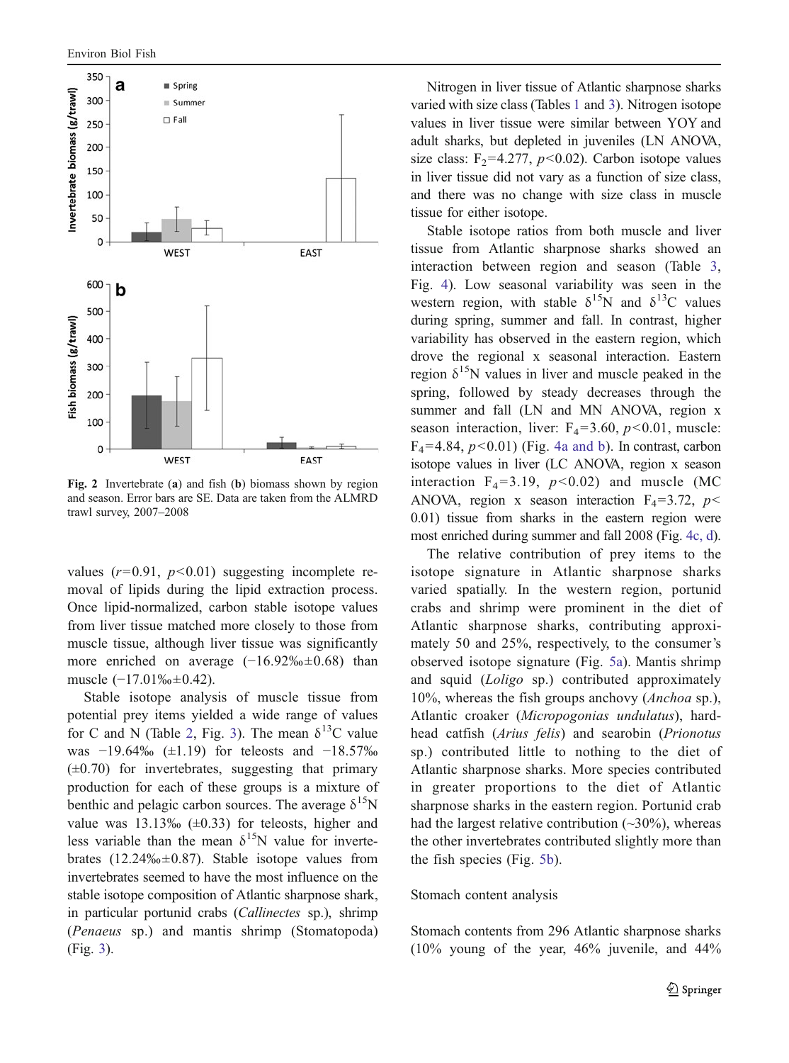Fig. 2 Invertebrate (**a**) and fish (**b**) biomass shown by region and season. Error bars are SE. Data are taken from the ALMRD trawl survey, 2007–2008

values ($r$=0.91, $p$<0.01) suggesting incomplete removal of lipids during the lipid extraction process. Once lipid-normalized, carbon stable isotope values from liver tissue matched more closely to those from muscle tissue, although liver tissue was significantly more enriched on average (−16.92‰±0.68) than muscle (−17.01‰±0.42).

Stable isotope analysis of muscle tissue from potential prey items yielded a wide range of values for C and N (Table 2, Fig. 3). The mean $\delta^{13}$C value was −19.64‰ (±1.19) for teleosts and −18.57‰ (±0.70) for invertebrates, suggesting that primary production for each of these groups is a mixture of benthic and pelagic carbon sources. The average $\delta^{15}$N value was 13.13‰ (±0.33) for teleosts, higher and less variable than the mean $\delta^{15}$N value for invertebrates (12.24‰±0.87). Stable isotope values from invertebrates seemed to have the most influence on the stable isotope composition of Atlantic sharpnose shark, in particular portunid crabs (*Callinectes* sp.), shrimp (*Penaeus* sp.) and mantis shrimp (Stomatopoda) (Fig. 3).

Nitrogen in liver tissue of Atlantic sharpnose sharks varied with size class (Tables 1 and 3). Nitrogen isotope values in liver tissue were similar between YOY and adult sharks, but depleted in juveniles (LN ANOVA, size class: $F_2$=4.277, $p$<0.02). Carbon isotope values in liver tissue did not vary as a function of size class, and there was no change with size class in muscle tissue for either isotope.

Stable isotope ratios from both muscle and liver tissue from Atlantic sharpnose sharks showed an interaction between region and season (Table 3, Fig. 4). Low seasonal variability was seen in the western region, with stable $\delta^{15}$N and $\delta^{13}$C values during spring, summer and fall. In contrast, higher variability has observed in the eastern region, which drove the regional x seasonal interaction. Eastern region $\delta^{15}$N values in liver and muscle peaked in the spring, followed by steady decreases through the summer and fall (LN and MN ANOVA, region x season interaction, liver: $F_4$=3.60, $p$<0.01, muscle: $F_4$=4.84, $p$<0.01) (Fig. 4a and b). In contrast, carbon isotope values in liver (LC ANOVA, region x season interaction $F_4$=3.19, $p$<0.02) and muscle (MC ANOVA, region x season interaction $F_4$=3.72, $p$< 0.01) tissue from sharks in the eastern region were most enriched during summer and fall 2008 (Fig. 4c, d).

The relative contribution of prey items to the isotope signature in Atlantic sharpnose sharks varied spatially. In the western region, portunid crabs and shrimp were prominent in the diet of Atlantic sharpnose sharks, contributing approximately 50 and 25%, respectively, to the consumer's observed isotope signature (Fig. 5a). Mantis shrimp and squid (*Loligo* sp.) contributed approximately 10%, whereas the fish groups anchovy (*Anchoa* sp.), Atlantic croaker (*Micropogonias undulatus*), hardhead catfish (*Arius felis*) and searobin (*Prionotus* sp.) contributed little to nothing to the diet of Atlantic sharpnose sharks. More species contributed in greater proportions to the diet of Atlantic sharpnose sharks in the eastern region. Portunid crab had the largest relative contribution (~30%), whereas the other invertebrates contributed slightly more than the fish species (Fig. 5b).

## Stomach content analysis

Stomach contents from 296 Atlantic sharpnose sharks (10% young of the year, 46% juvenile, and 44%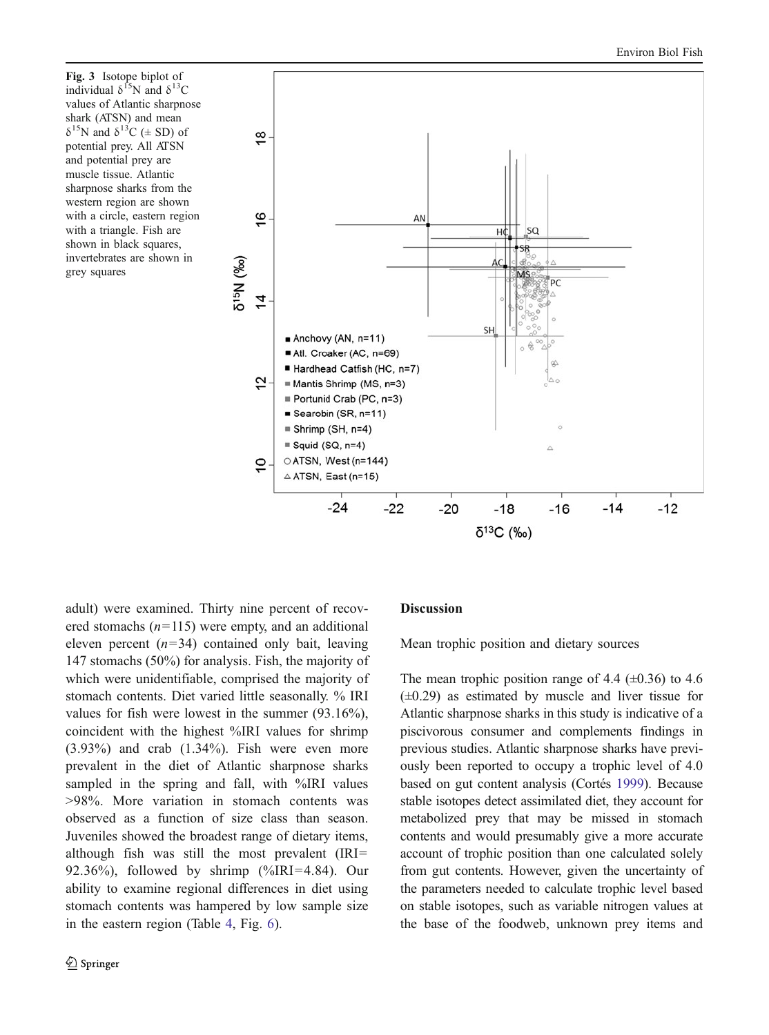Fig. 3 Isotope biplot of individual $\delta^{15}N$ and $\delta^{13}C$ values of Atlantic sharpnose shark (ATSN) and mean $\delta^{15}N$ and $\delta^{13}C$ (± SD) of potential prey. All ATSN and potential prey are muscle tissue. Atlantic sharpnose sharks from the western region are shown with a circle, eastern region with a triangle. Fish are shown in black squares, invertebrates are shown in grey squares

adult) were examined. Thirty nine percent of recovered stomachs ($n=115$) were empty, and an additional eleven percent ($n=34$) contained only bait, leaving 147 stomachs (50%) for analysis. Fish, the majority of which were unidentifiable, comprised the majority of stomach contents. Diet varied little seasonally. % IRI values for fish were lowest in the summer (93.16%), coincident with the highest %IRI values for shrimp (3.93%) and crab (1.34%). Fish were even more prevalent in the diet of Atlantic sharpnose sharks sampled in the spring and fall, with %IRI values >98%. More variation in stomach contents was observed as a function of size class than season. Juveniles showed the broadest range of dietary items, although fish was still the most prevalent (IRI= 92.36%), followed by shrimp (%IRI=4.84). Our ability to examine regional differences in diet using stomach contents was hampered by low sample size in the eastern region (Table 4, Fig. 6).

## Discussion

### Mean trophic position and dietary sources

The mean trophic position range of 4.4 (±0.36) to 4.6 (±0.29) as estimated by muscle and liver tissue for Atlantic sharpnose sharks in this study is indicative of a piscivorous consumer and complements findings in previous studies. Atlantic sharpnose sharks have previously been reported to occupy a trophic level of 4.0 based on gut content analysis (Cortés 1999). Because stable isotopes detect assimilated diet, they account for metabolized prey that may be missed in stomach contents and would presumably give a more accurate account of trophic position than one calculated solely from gut contents. However, given the uncertainty of the parameters needed to calculate trophic level based on stable isotopes, such as variable nitrogen values at the base of the foodweb, unknown prey items and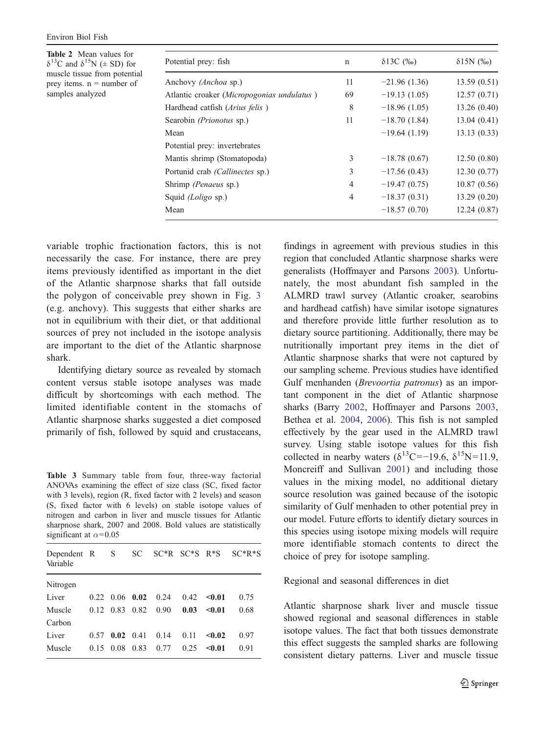Table 2 Mean values for $\delta^{13}$C and $\delta^{15}$N (± SD) for muscle tissue from potential prey items. n = number of samples analyzed

| Potential prey: fish | n | δ13C (‰) | δ15N (‰) |
|---|---|---|---|
| Anchovy (*Anchoa* sp.) | 11 | −21.96 (1.36) | 13.59 (0.51) |
| Atlantic croaker (*Micropogonias undulatus* ) | 69 | −19.13 (1.05) | 12.57 (0.71) |
| Hardhead catfish (*Arius felis* ) | 8 | −18.96 (1.05) | 13.26 (0.40) |
| Searobin *(Prionotus* sp.) | 11 | −18.70 (1.84) | 13.04 (0.41) |
| Mean | | −19.64 (1.19) | 13.13 (0.33) |
| Potential prey: invertebrates | | | |
| Mantis shrimp (Stomatopoda) | 3 | −18.78 (0.67) | 12.50 (0.80) |
| Portunid crab *(Callinectes* sp.) | 3 | −17.56 (0.43) | 12.30 (0.77) |
| Shrimp *(Penaeus* sp.) | 4 | −19.47 (0.75) | 10.87 (0.56) |
| Squid *(Loligo* sp.) | 4 | −18.37 (0.31) | 13.29 (0.20) |
| Mean | | −18.57 (0.70) | 12.24 (0.87) |

variable trophic fractionation factors, this is not necessarily the case. For instance, there are prey items previously identified as important in the diet of the Atlantic sharpnose sharks that fall outside the polygon of conceivable prey shown in Fig. 3 (e.g. anchovy). This suggests that either sharks are not in equilibrium with their diet, or that additional sources of prey not included in the isotope analysis are important to the diet of the Atlantic sharpnose shark.

Identifying dietary source as revealed by stomach content versus stable isotope analyses was made difficult by shortcomings with each method. The limited identifiable content in the stomachs of Atlantic sharpnose sharks suggested a diet composed primarily of fish, followed by squid and crustaceans, findings in agreement with previous studies in this region that concluded Atlantic sharpnose sharks were generalists (Hoffmayer and Parsons 2003). Unfortunately, the most abundant fish sampled in the ALMRD trawl survey (Atlantic croaker, searobins and hardhead catfish) have similar isotope signatures and therefore provide little further resolution as to dietary source partitioning. Additionally, there may be nutritionally important prey items in the diet of Atlantic sharpnose sharks that were not captured by our sampling scheme. Previous studies have identified Gulf menhaden (*Brevoortia patronus*) as an important component in the diet of Atlantic sharpnose sharks (Barry 2002, Hoffmayer and Parsons 2003, Bethea et al. 2004, 2006). This fish is not sampled effectively by the gear used in the ALMRD trawl survey. Using stable isotope values for this fish collected in nearby waters ($\delta^{13}$C=−19.6, $\delta^{15}$N=11.9, Moncreiff and Sullivan 2001) and including those values in the mixing model, no additional dietary source resolution was gained because of the isotopic similarity of Gulf menhaden to other potential prey in our model. Future efforts to identify dietary sources in this species using isotope mixing models will require more identifiable stomach contents to direct the choice of prey for isotope sampling.

Table 3 Summary table from four, three-way factorial ANOVAs examining the effect of size class (SC, fixed factor with 3 levels), region (R, fixed factor with 2 levels) and season (S, fixed factor with 6 levels) on stable isotope values of nitrogen and carbon in liver and muscle tissues for Atlantic sharpnose shark, 2007 and 2008. Bold values are statistically significant at $\alpha$=0.05

| Dependent Variable | R | S | SC | SC*R | SC*S | R*S | SC*R*S |
|---|---|---|---|---|---|---|---|
| Nitrogen | | | | | | | |
| Liver | 0.22 | 0.06 | **0.02** | 0.24 | 0.42 | **<0.01** | 0.75 |
| Muscle | 0.12 | 0.83 | 0.82 | 0.90 | **0.03** | **<0.01** | 0.68 |
| Carbon | | | | | | | |
| Liver | 0.57 | **0.02** | 0.41 | 0.14 | 0.11 | **<0.02** | 0.97 |
| Muscle | 0.15 | 0.08 | 0.83 | 0.77 | 0.25 | **<0.01** | 0.91 |

## Regional and seasonal differences in diet

Atlantic sharpnose shark liver and muscle tissue showed regional and seasonal differences in stable isotope values. The fact that both tissues demonstrate this effect suggests the sampled sharks are following consistent dietary patterns. Liver and muscle tissue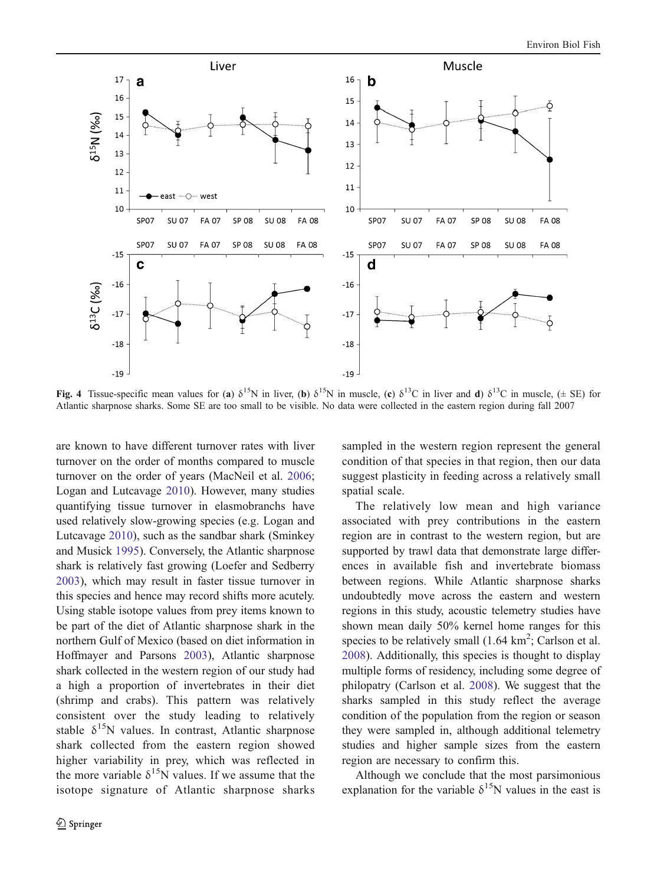**Fig. 4** Tissue-specific mean values for (**a**) $\delta^{15}$N in liver, (**b**) $\delta^{15}$N in muscle, (**c**) $\delta^{13}$C in liver and **d**) $\delta^{13}$C in muscle, (± SE) for Atlantic sharpnose sharks. Some SE are too small to be visible. No data were collected in the eastern region during fall 2007

are known to have different turnover rates with liver turnover on the order of months compared to muscle turnover on the order of years (MacNeil et al. 2006; Logan and Lutcavage 2010). However, many studies quantifying tissue turnover in elasmobranchs have used relatively slow-growing species (e.g. Logan and Lutcavage 2010), such as the sandbar shark (Sminkey and Musick 1995). Conversely, the Atlantic sharpnose shark is relatively fast growing (Loefer and Sedberry 2003), which may result in faster tissue turnover in this species and hence may record shifts more acutely. Using stable isotope values from prey items known to be part of the diet of Atlantic sharpnose shark in the northern Gulf of Mexico (based on diet information in Hoffmayer and Parsons 2003), Atlantic sharpnose shark collected in the western region of our study had a high a proportion of invertebrates in their diet (shrimp and crabs). This pattern was relatively consistent over the study leading to relatively stable $\delta^{15}$N values. In contrast, Atlantic sharpnose shark collected from the eastern region showed higher variability in prey, which was reflected in the more variable $\delta^{15}$N values. If we assume that the isotope signature of Atlantic sharpnose sharks sampled in the western region represent the general condition of that species in that region, then our data suggest plasticity in feeding across a relatively small spatial scale.

The relatively low mean and high variance associated with prey contributions in the eastern region are in contrast to the western region, but are supported by trawl data that demonstrate large differences in available fish and invertebrate biomass between regions. While Atlantic sharpnose sharks undoubtedly move across the eastern and western regions in this study, acoustic telemetry studies have shown mean daily 50% kernel home ranges for this species to be relatively small (1.64 km$^2$; Carlson et al. 2008). Additionally, this species is thought to display multiple forms of residency, including some degree of philopatry (Carlson et al. 2008). We suggest that the sharks sampled in this study reflect the average condition of the population from the region or season they were sampled in, although additional telemetry studies and higher sample sizes from the eastern region are necessary to confirm this.

Although we conclude that the most parsimonious explanation for the variable $\delta^{15}$N values in the east is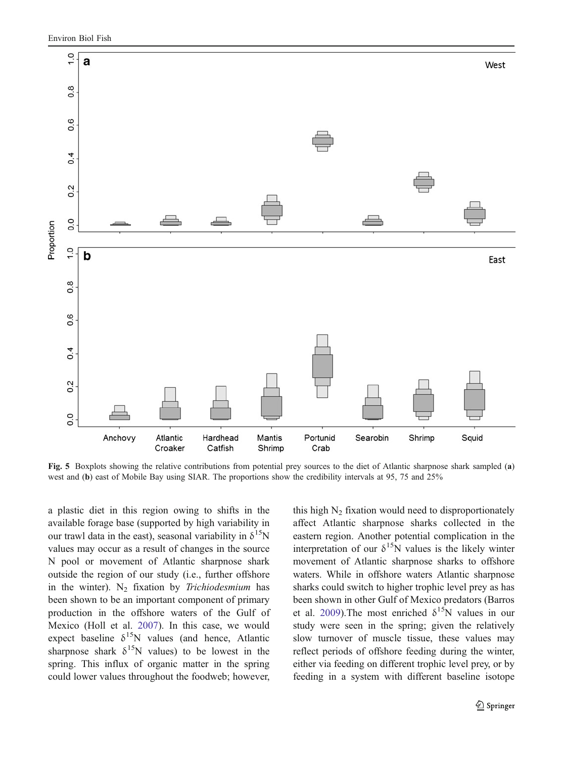Fig. 5 Boxplots showing the relative contributions from potential prey sources to the diet of Atlantic sharpnose shark sampled (**a**) west and (**b**) east of Mobile Bay using SIAR. The proportions show the credibility intervals at 95, 75 and 25%

a plastic diet in this region owing to shifts in the available forage base (supported by high variability in our trawl data in the east), seasonal variability in $\delta^{15}N$ values may occur as a result of changes in the source N pool or movement of Atlantic sharpnose shark outside the region of our study (i.e., further offshore in the winter). $N_2$ fixation by *Trichiodesmium* has been shown to be an important component of primary production in the offshore waters of the Gulf of Mexico (Holl et al. 2007). In this case, we would expect baseline $\delta^{15}N$ values (and hence, Atlantic sharpnose shark $\delta^{15}N$ values) to be lowest in the spring. This influx of organic matter in the spring could lower values throughout the foodweb; however, this high $N_2$ fixation would need to disproportionately affect Atlantic sharpnose sharks collected in the eastern region. Another potential complication in the interpretation of our $\delta^{15}N$ values is the likely winter movement of Atlantic sharpnose sharks to offshore waters. While in offshore waters Atlantic sharpnose sharks could switch to higher trophic level prey as has been shown in other Gulf of Mexico predators (Barros et al. 2009).The most enriched $\delta^{15}N$ values in our study were seen in the spring; given the relatively slow turnover of muscle tissue, these values may reflect periods of offshore feeding during the winter, either via feeding on different trophic level prey, or by feeding in a system with different baseline isotope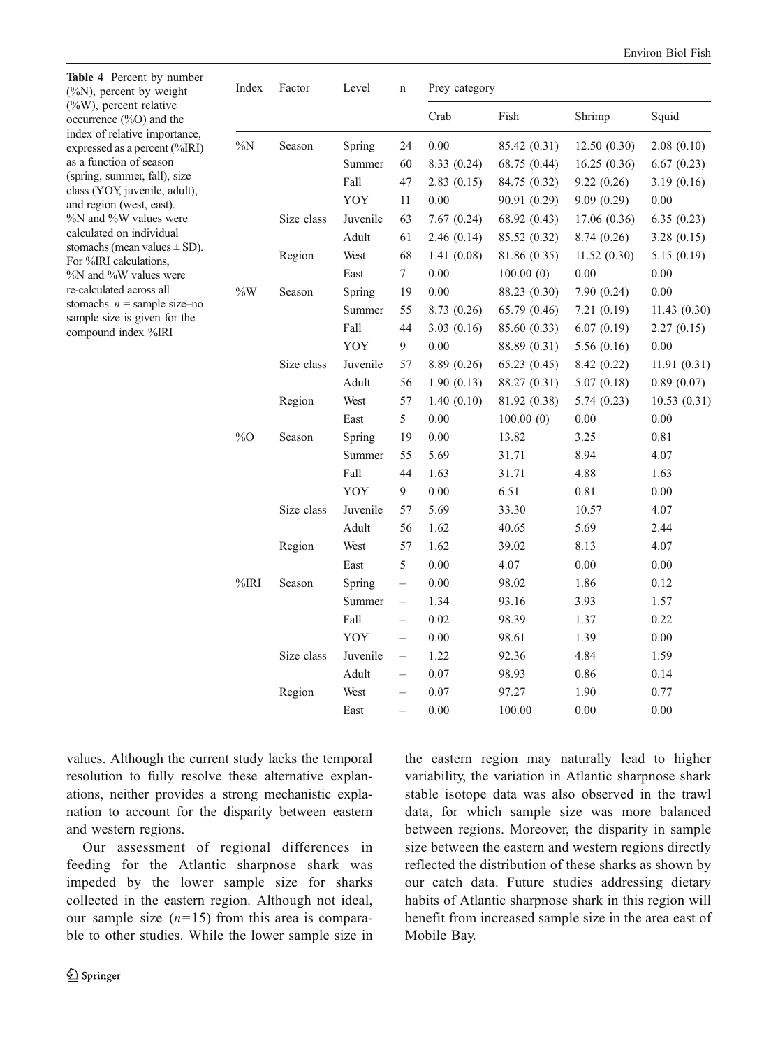**Table 4** Percent by number (%N), percent by weight (%W), percent relative occurrence (%O) and the index of relative importance, expressed as a percent (%IRI) as a function of season (spring, summer, fall), size class (YOY, juvenile, adult), and region (west, east). %N and %W values were calculated on individual stomachs (mean values ± SD). For %IRI calculations, %N and %W values were re-calculated across all stomachs. *n* = sample size–no sample size is given for the compound index %IRI

| Index | Factor | Level | n | Prey category | | | |
|---|---|---|---|---|---|---|---|
| | | | | Crab | Fish | Shrimp | Squid |
| %N | Season | Spring | 24 | 0.00 | 85.42 (0.31) | 12.50 (0.30) | 2.08 (0.10) |
| | | Summer | 60 | 8.33 (0.24) | 68.75 (0.44) | 16.25 (0.36) | 6.67 (0.23) |
| | | Fall | 47 | 2.83 (0.15) | 84.75 (0.32) | 9.22 (0.26) | 3.19 (0.16) |
| | | YOY | 11 | 0.00 | 90.91 (0.29) | 9.09 (0.29) | 0.00 |
| | Size class | Juvenile | 63 | 7.67 (0.24) | 68.92 (0.43) | 17.06 (0.36) | 6.35 (0.23) |
| | | Adult | 61 | 2.46 (0.14) | 85.52 (0.32) | 8.74 (0.26) | 3.28 (0.15) |
| | Region | West | 68 | 1.41 (0.08) | 81.86 (0.35) | 11.52 (0.30) | 5.15 (0.19) |
| | | East | 7 | 0.00 | 100.00 (0) | 0.00 | 0.00 |
| %W | Season | Spring | 19 | 0.00 | 88.23 (0.30) | 7.90 (0.24) | 0.00 |
| | | Summer | 55 | 8.73 (0.26) | 65.79 (0.46) | 7.21 (0.19) | 11.43 (0.30) |
| | | Fall | 44 | 3.03 (0.16) | 85.60 (0.33) | 6.07 (0.19) | 2.27 (0.15) |
| | | YOY | 9 | 0.00 | 88.89 (0.31) | 5.56 (0.16) | 0.00 |
| | Size class | Juvenile | 57 | 8.89 (0.26) | 65.23 (0.45) | 8.42 (0.22) | 11.91 (0.31) |
| | | Adult | 56 | 1.90 (0.13) | 88.27 (0.31) | 5.07 (0.18) | 0.89 (0.07) |
| | Region | West | 57 | 1.40 (0.10) | 81.92 (0.38) | 5.74 (0.23) | 10.53 (0.31) |
| | | East | 5 | 0.00 | 100.00 (0) | 0.00 | 0.00 |
| %O | Season | Spring | 19 | 0.00 | 13.82 | 3.25 | 0.81 |
| | | Summer | 55 | 5.69 | 31.71 | 8.94 | 4.07 |
| | | Fall | 44 | 1.63 | 31.71 | 4.88 | 1.63 |
| | | YOY | 9 | 0.00 | 6.51 | 0.81 | 0.00 |
| | Size class | Juvenile | 57 | 5.69 | 33.30 | 10.57 | 4.07 |
| | | Adult | 56 | 1.62 | 40.65 | 5.69 | 2.44 |
| | Region | West | 57 | 1.62 | 39.02 | 8.13 | 4.07 |
| | | East | 5 | 0.00 | 4.07 | 0.00 | 0.00 |
| %IRI | Season | Spring | – | 0.00 | 98.02 | 1.86 | 0.12 |
| | | Summer | – | 1.34 | 93.16 | 3.93 | 1.57 |
| | | Fall | – | 0.02 | 98.39 | 1.37 | 0.22 |
| | | YOY | – | 0.00 | 98.61 | 1.39 | 0.00 |
| | Size class | Juvenile | – | 1.22 | 92.36 | 4.84 | 1.59 |
| | | Adult | – | 0.07 | 98.93 | 0.86 | 0.14 |
| | Region | West | – | 0.07 | 97.27 | 1.90 | 0.77 |
| | | East | – | 0.00 | 100.00 | 0.00 | 0.00 |

values. Although the current study lacks the temporal resolution to fully resolve these alternative explanations, neither provides a strong mechanistic explanation to account for the disparity between eastern and western regions.

Our assessment of regional differences in feeding for the Atlantic sharpnose shark was impeded by the lower sample size for sharks collected in the eastern region. Although not ideal, our sample size ($n=15$) from this area is comparable to other studies. While the lower sample size in the eastern region may naturally lead to higher variability, the variation in Atlantic sharpnose shark stable isotope data was also observed in the trawl data, for which sample size was more balanced between regions. Moreover, the disparity in sample size between the eastern and western regions directly reflected the distribution of these sharks as shown by our catch data. Future studies addressing dietary habits of Atlantic sharpnose shark in this region will benefit from increased sample size in the area east of Mobile Bay.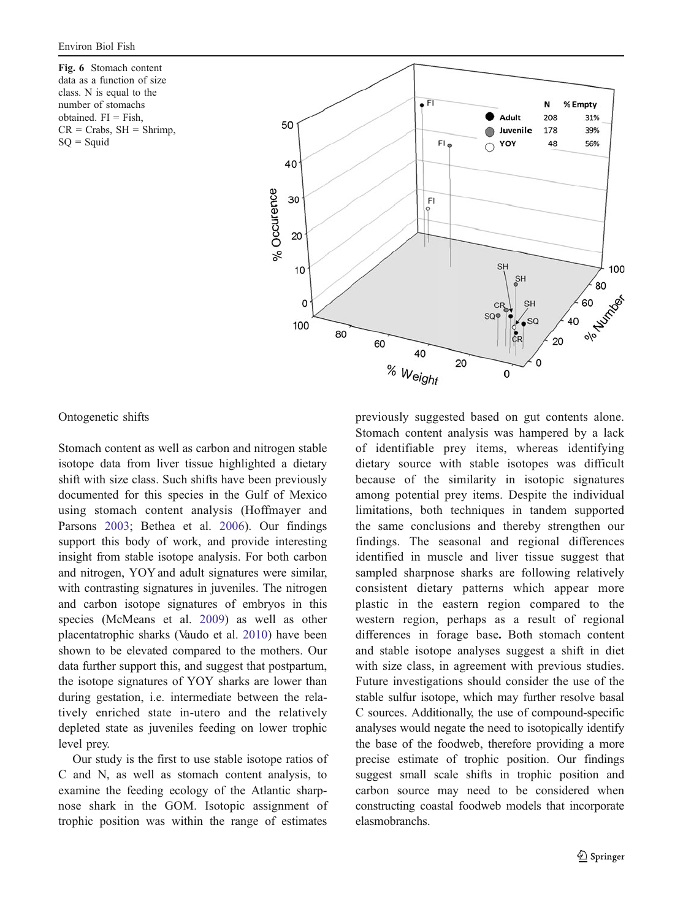Fig. 6 Stomach content data as a function of size class. N is equal to the number of stomachs obtained. FI = Fish, CR = Crabs, SH = Shrimp, SQ = Squid

N % Empty
Adult 208 31%
Juvenile 178 39%
YOY 48 56%

% Occurence
% Weight
% Number

FI
FI
FI
SH
SH
SH
CR
SQ
SQ
CR

0
10
20
30
40
50
100
80
60
40
20
0
100
80
60
40
20
0

## Ontogenetic shifts

Stomach content as well as carbon and nitrogen stable isotope data from liver tissue highlighted a dietary shift with size class. Such shifts have been previously documented for this species in the Gulf of Mexico using stomach content analysis (Hoffmayer and Parsons 2003; Bethea et al. 2006). Our findings support this body of work, and provide interesting insight from stable isotope analysis. For both carbon and nitrogen, YOY and adult signatures were similar, with contrasting signatures in juveniles. The nitrogen and carbon isotope signatures of embryos in this species (McMeans et al. 2009) as well as other placentatrophic sharks (Vaudo et al. 2010) have been shown to be elevated compared to the mothers. Our data further support this, and suggest that postpartum, the isotope signatures of YOY sharks are lower than during gestation, i.e. intermediate between the relatively enriched state in-utero and the relatively depleted state as juveniles feeding on lower trophic level prey.

Our study is the first to use stable isotope ratios of C and N, as well as stomach content analysis, to examine the feeding ecology of the Atlantic sharpnose shark in the GOM. Isotopic assignment of trophic position was within the range of estimates previously suggested based on gut contents alone. Stomach content analysis was hampered by a lack of identifiable prey items, whereas identifying dietary source with stable isotopes was difficult because of the similarity in isotopic signatures among potential prey items. Despite the individual limitations, both techniques in tandem supported the same conclusions and thereby strengthen our findings. The seasonal and regional differences identified in muscle and liver tissue suggest that sampled sharpnose sharks are following relatively consistent dietary patterns which appear more plastic in the eastern region compared to the western region, perhaps as a result of regional differences in forage base**.** Both stomach content and stable isotope analyses suggest a shift in diet with size class, in agreement with previous studies. Future investigations should consider the use of the stable sulfur isotope, which may further resolve basal C sources. Additionally, the use of compound-specific analyses would negate the need to isotopically identify the base of the foodweb, therefore providing a more precise estimate of trophic position. Our findings suggest small scale shifts in trophic position and carbon source may need to be considered when constructing coastal foodweb models that incorporate elasmobranchs.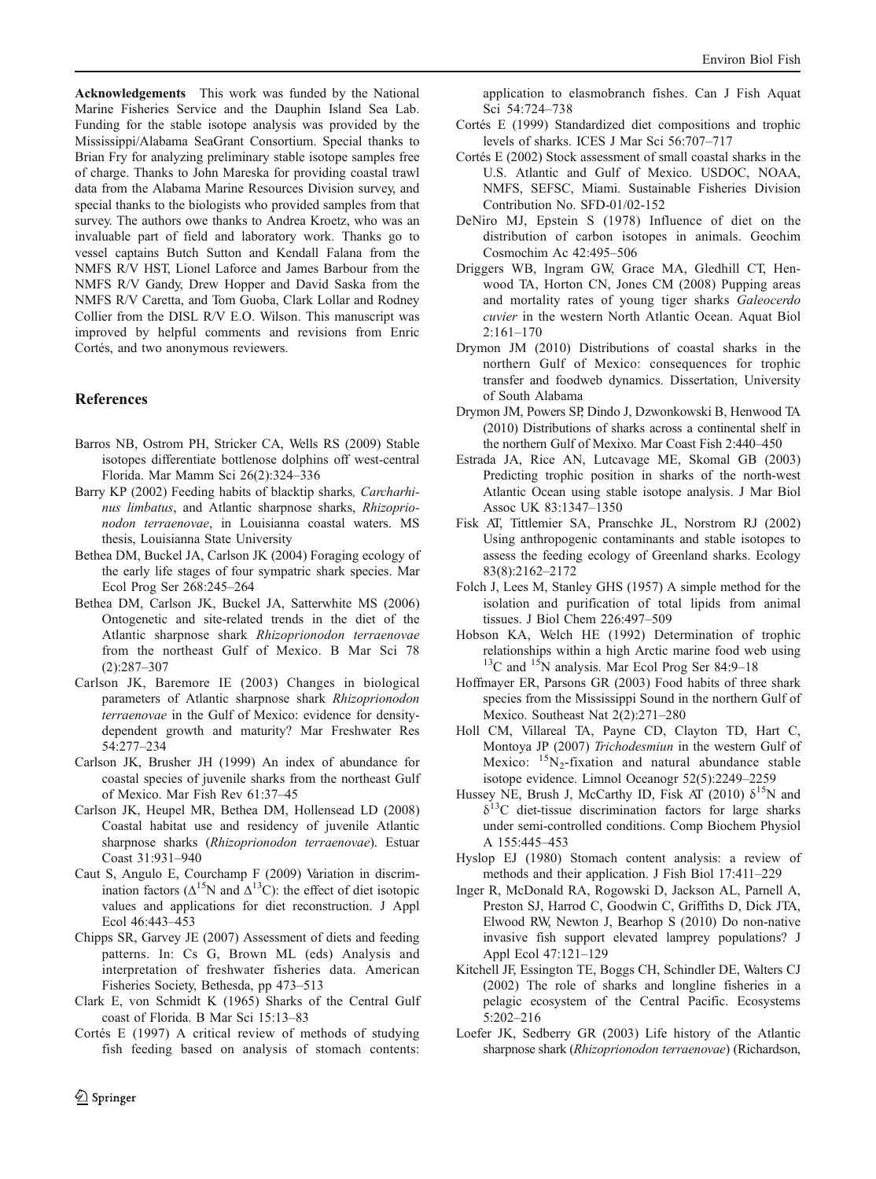**Acknowledgements** This work was funded by the National Marine Fisheries Service and the Dauphin Island Sea Lab. Funding for the stable isotope analysis was provided by the Mississippi/Alabama SeaGrant Consortium. Special thanks to Brian Fry for analyzing preliminary stable isotope samples free of charge. Thanks to John Mareska for providing coastal trawl data from the Alabama Marine Resources Division survey, and special thanks to the biologists who provided samples from that survey. The authors owe thanks to Andrea Kroetz, who was an invaluable part of field and laboratory work. Thanks go to vessel captains Butch Sutton and Kendall Falana from the NMFS R/V HST, Lionel Laforce and James Barbour from the NMFS R/V Gandy, Drew Hopper and David Saska from the NMFS R/V Caretta, and Tom Guoba, Clark Lollar and Rodney Collier from the DISL R/V E.O. Wilson. This manuscript was improved by helpful comments and revisions from Enric Cortés, and two anonymous reviewers.

## References

Barros NB, Ostrom PH, Stricker CA, Wells RS (2009) Stable isotopes differentiate bottlenose dolphins off west-central Florida. Mar Mamm Sci 26(2):324–336

Barry KP (2002) Feeding habits of blacktip sharks, *Carcharhinus limbatus*, and Atlantic sharpnose sharks, *Rhizoprionodon terraenovae*, in Louisianna coastal waters. MS thesis, Louisianna State University

Bethea DM, Buckel JA, Carlson JK (2004) Foraging ecology of the early life stages of four sympatric shark species. Mar Ecol Prog Ser 268:245–264

Bethea DM, Carlson JK, Buckel JA, Satterwhite MS (2006) Ontogenetic and site-related trends in the diet of the Atlantic sharpnose shark *Rhizoprionodon terraenovae* from the northeast Gulf of Mexico. B Mar Sci 78 (2):287–307

Carlson JK, Baremore IE (2003) Changes in biological parameters of Atlantic sharpnose shark *Rhizoprionodon terraenovae* in the Gulf of Mexico: evidence for density-dependent growth and maturity? Mar Freshwater Res 54:277–234

Carlson JK, Brusher JH (1999) An index of abundance for coastal species of juvenile sharks from the northeast Gulf of Mexico. Mar Fish Rev 61:37–45

Carlson JK, Heupel MR, Bethea DM, Hollensead LD (2008) Coastal habitat use and residency of juvenile Atlantic sharpnose sharks (*Rhizoprionodon terraenovae*). Estuar Coast 31:931–940

Caut S, Angulo E, Courchamp F (2009) Variation in discrimination factors ($\Delta^{15}$N and $\Delta^{13}$C): the effect of diet isotopic values and applications for diet reconstruction. J Appl Ecol 46:443–453

Chipps SR, Garvey JE (2007) Assessment of diets and feeding patterns. In: Cs G, Brown ML (eds) Analysis and interpretation of freshwater fisheries data. American Fisheries Society, Bethesda, pp 473–513

Clark E, von Schmidt K (1965) Sharks of the Central Gulf coast of Florida. B Mar Sci 15:13–83

Cortés E (1997) A critical review of methods of studying fish feeding based on analysis of stomach contents: application to elasmobranch fishes. Can J Fish Aquat Sci 54:724–738

Cortés E (1999) Standardized diet compositions and trophic levels of sharks. ICES J Mar Sci 56:707–717

Cortés E (2002) Stock assessment of small coastal sharks in the U.S. Atlantic and Gulf of Mexico. USDOC, NOAA, NMFS, SEFSC, Miami. Sustainable Fisheries Division Contribution No. SFD-01/02-152

DeNiro MJ, Epstein S (1978) Influence of diet on the distribution of carbon isotopes in animals. Geochim Cosmochim Ac 42:495–506

Driggers WB, Ingram GW, Grace MA, Gledhill CT, Henwood TA, Horton CN, Jones CM (2008) Pupping areas and mortality rates of young tiger sharks *Galeocerdo cuvier* in the western North Atlantic Ocean. Aquat Biol 2:161–170

Drymon JM (2010) Distributions of coastal sharks in the northern Gulf of Mexico: consequences for trophic transfer and foodweb dynamics. Dissertation, University of South Alabama

Drymon JM, Powers SP, Dindo J, Dzwonkowski B, Henwood TA (2010) Distributions of sharks across a continental shelf in the northern Gulf of Mexixo. Mar Coast Fish 2:440–450

Estrada JA, Rice AN, Lutcavage ME, Skomal GB (2003) Predicting trophic position in sharks of the north-west Atlantic Ocean using stable isotope analysis. J Mar Biol Assoc UK 83:1347–1350

Fisk AT, Tittlemier SA, Pranschke JL, Norstrom RJ (2002) Using anthropogenic contaminants and stable isotopes to assess the feeding ecology of Greenland sharks. Ecology 83(8):2162–2172

Folch J, Lees M, Stanley GHS (1957) A simple method for the isolation and purification of total lipids from animal tissues. J Biol Chem 226:497–509

Hobson KA, Welch HE (1992) Determination of trophic relationships within a high Arctic marine food web using $^{13}$C and $^{15}$N analysis. Mar Ecol Prog Ser 84:9–18

Hoffmayer ER, Parsons GR (2003) Food habits of three shark species from the Mississippi Sound in the northern Gulf of Mexico. Southeast Nat 2(2):271–280

Holl CM, Villareal TA, Payne CD, Clayton TD, Hart C, Montoya JP (2007) *Trichodesmiun* in the western Gulf of Mexico: $^{15}N_2$-fixation and natural abundance stable isotope evidence. Limnol Oceanogr 52(5):2249–2259

Hussey NE, Brush J, McCarthy ID, Fisk AT (2010) $\delta^{15}$N and $\delta^{13}$C diet-tissue discrimination factors for large sharks under semi-controlled conditions. Comp Biochem Physiol A 155:445–453

Hyslop EJ (1980) Stomach content analysis: a review of methods and their application. J Fish Biol 17:411–229

Inger R, McDonald RA, Rogowski D, Jackson AL, Parnell A, Preston SJ, Harrod C, Goodwin C, Griffiths D, Dick JTA, Elwood RW, Newton J, Bearhop S (2010) Do non-native invasive fish support elevated lamprey populations? J Appl Ecol 47:121–129

Kitchell JF, Essington TE, Boggs CH, Schindler DE, Walters CJ (2002) The role of sharks and longline fisheries in a pelagic ecosystem of the Central Pacific. Ecosystems 5:202–216

Loefer JK, Sedberry GR (2003) Life history of the Atlantic sharpnose shark (*Rhizoprionodon terraenovae*) (Richardson,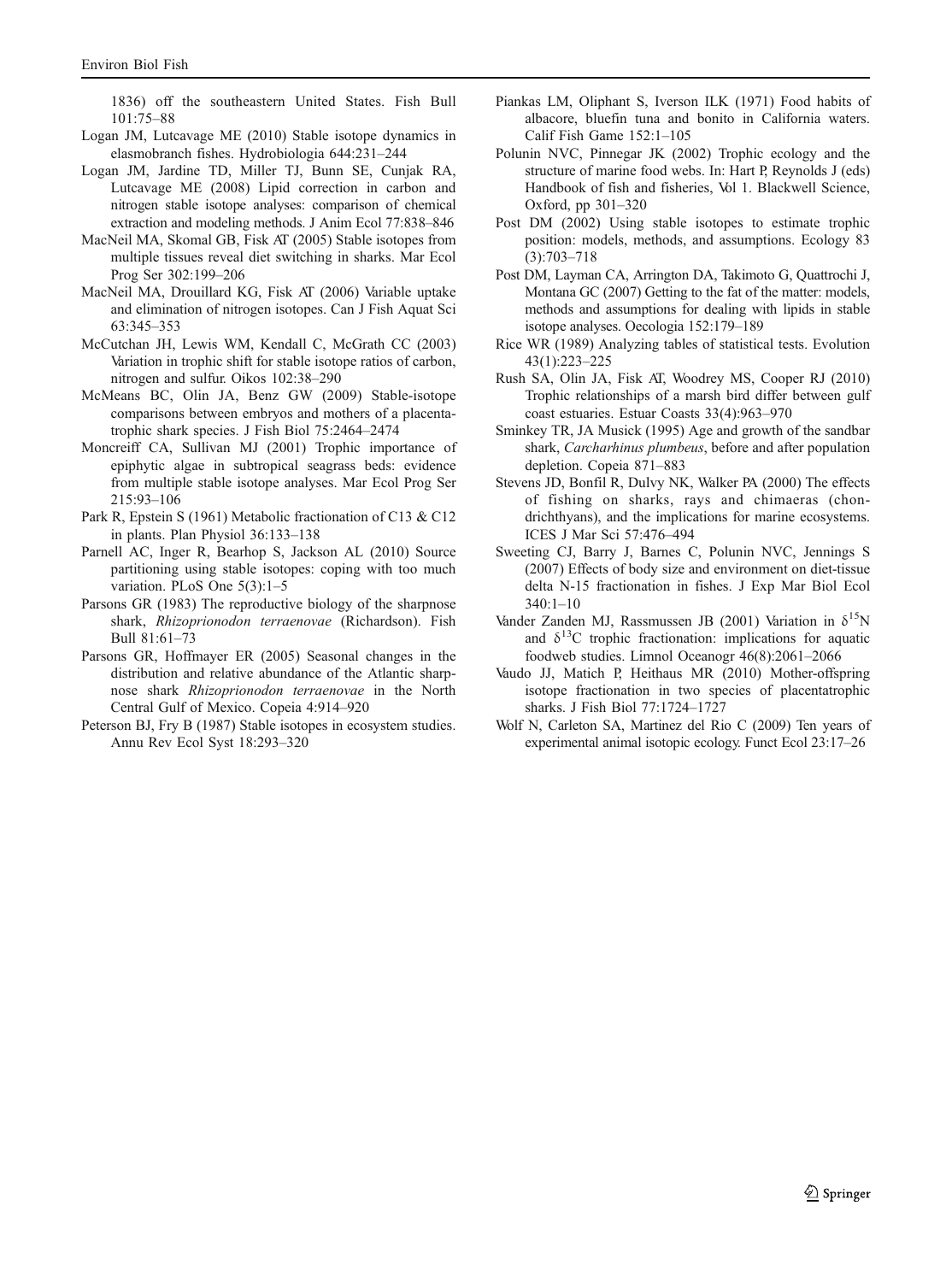1836) off the southeastern United States. Fish Bull 101:75–88

Logan JM, Lutcavage ME (2010) Stable isotope dynamics in elasmobranch fishes. Hydrobiologia 644:231–244

Logan JM, Jardine TD, Miller TJ, Bunn SE, Cunjak RA, Lutcavage ME (2008) Lipid correction in carbon and nitrogen stable isotope analyses: comparison of chemical extraction and modeling methods. J Anim Ecol 77:838–846

MacNeil MA, Skomal GB, Fisk AT (2005) Stable isotopes from multiple tissues reveal diet switching in sharks. Mar Ecol Prog Ser 302:199–206

MacNeil MA, Drouillard KG, Fisk AT (2006) Variable uptake and elimination of nitrogen isotopes. Can J Fish Aquat Sci 63:345–353

McCutchan JH, Lewis WM, Kendall C, McGrath CC (2003) Variation in trophic shift for stable isotope ratios of carbon, nitrogen and sulfur. Oikos 102:38–290

McMeans BC, Olin JA, Benz GW (2009) Stable-isotope comparisons between embryos and mothers of a placenta-trophic shark species. J Fish Biol 75:2464–2474

Moncreiff CA, Sullivan MJ (2001) Trophic importance of epiphytic algae in subtropical seagrass beds: evidence from multiple stable isotope analyses. Mar Ecol Prog Ser 215:93–106

Park R, Epstein S (1961) Metabolic fractionation of C13 & C12 in plants. Plan Physiol 36:133–138

Parnell AC, Inger R, Bearhop S, Jackson AL (2010) Source partitioning using stable isotopes: coping with too much variation. PLoS One 5(3):1–5

Parsons GR (1983) The reproductive biology of the sharpnose shark, *Rhizoprionodon terraenovae* (Richardson). Fish Bull 81:61–73

Parsons GR, Hoffmayer ER (2005) Seasonal changes in the distribution and relative abundance of the Atlantic sharpnose shark *Rhizoprionodon terraenovae* in the North Central Gulf of Mexico. Copeia 4:914–920

Peterson BJ, Fry B (1987) Stable isotopes in ecosystem studies. Annu Rev Ecol Syst 18:293–320

Piankas LM, Oliphant S, Iverson ILK (1971) Food habits of albacore, bluefin tuna and bonito in California waters. Calif Fish Game 152:1–105

Polunin NVC, Pinnegar JK (2002) Trophic ecology and the structure of marine food webs. In: Hart P, Reynolds J (eds) Handbook of fish and fisheries, Vol 1. Blackwell Science, Oxford, pp 301–320

Post DM (2002) Using stable isotopes to estimate trophic position: models, methods, and assumptions. Ecology 83 (3):703–718

Post DM, Layman CA, Arrington DA, Takimoto G, Quattrochi J, Montana GC (2007) Getting to the fat of the matter: models, methods and assumptions for dealing with lipids in stable isotope analyses. Oecologia 152:179–189

Rice WR (1989) Analyzing tables of statistical tests. Evolution 43(1):223–225

Rush SA, Olin JA, Fisk AT, Woodrey MS, Cooper RJ (2010) Trophic relationships of a marsh bird differ between gulf coast estuaries. Estuar Coasts 33(4):963–970

Sminkey TR, JA Musick (1995) Age and growth of the sandbar shark, *Carcharhinus plumbeus*, before and after population depletion. Copeia 871–883

Stevens JD, Bonfil R, Dulvy NK, Walker PA (2000) The effects of fishing on sharks, rays and chimaeras (chondrichthyans), and the implications for marine ecosystems. ICES J Mar Sci 57:476–494

Sweeting CJ, Barry J, Barnes C, Polunin NVC, Jennings S (2007) Effects of body size and environment on diet-tissue delta N-15 fractionation in fishes. J Exp Mar Biol Ecol 340:1–10

Vander Zanden MJ, Rassmussen JB (2001) Variation in $\delta^{15}$N and $\delta^{13}$C trophic fractionation: implications for aquatic foodweb studies. Limnol Oceanogr 46(8):2061–2066

Vaudo JJ, Matich P, Heithaus MR (2010) Mother-offspring isotope fractionation in two species of placentatrophic sharks. J Fish Biol 77:1724–1727

Wolf N, Carleton SA, Martinez del Rio C (2009) Ten years of experimental animal isotopic ecology. Funct Ecol 23:17–26